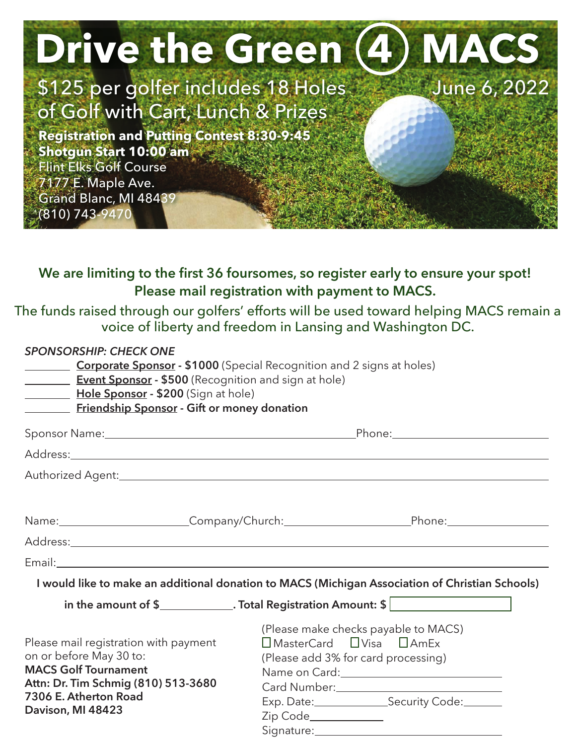# Drive the Green 4 MACS

$125 per golfer includes 18 Holes of Golf with Cart, Lunch & Prizes

June 6, 2022

**Registration and Putting Contest 8:30-9:45**
**Shotgun Start 10:00 am**
Flint Elks Golf Course
7177 E. Maple Ave.
Grand Blanc, MI 48439
(810) 743-9470

**We are limiting to the first 36 foursomes, so register early to ensure your spot!**
**Please mail registration with payment to MACS.**

The funds raised through our golfers' efforts will be used toward helping MACS remain a voice of liberty and freedom in Lansing and Washington DC.

*SPONSORSHIP: CHECK ONE*

________ **Corporate Sponsor - $1000** (Special Recognition and 2 signs at holes)
________ **Event Sponsor - $500** (Recognition and sign at hole)
________ **Hole Sponsor - $200** (Sign at hole)
________ **Friendship Sponsor - Gift or money donation**

Sponsor Name:______________________________ Phone:____________________

Address:________________________________________________________

Authorized Agent:__________________________________________________

Name:____________________ Company/Church:____________________ Phone:________________

Address:________________________________________________________

Email:__________________________________________________________

**I would like to make an additional donation to MACS (Michigan Association of Christian Schools) in the amount of $____________. Total Registration Amount: $** [ ]

Please mail registration with payment on or before May 30 to:
**MACS Golf Tournament**
**Attn: Dr. Tim Schmig (810) 513-3680**
**7306 E. Atherton Road**
**Davison, MI 48423**

(Please make checks payable to MACS)
☐ MasterCard ☐ Visa ☐ AmEx
(Please add 3% for card processing)
Name on Card:__________________________
Card Number:__________________________
Exp. Date:____________ Security Code:_______
Zip Code____________
Signature:______________________________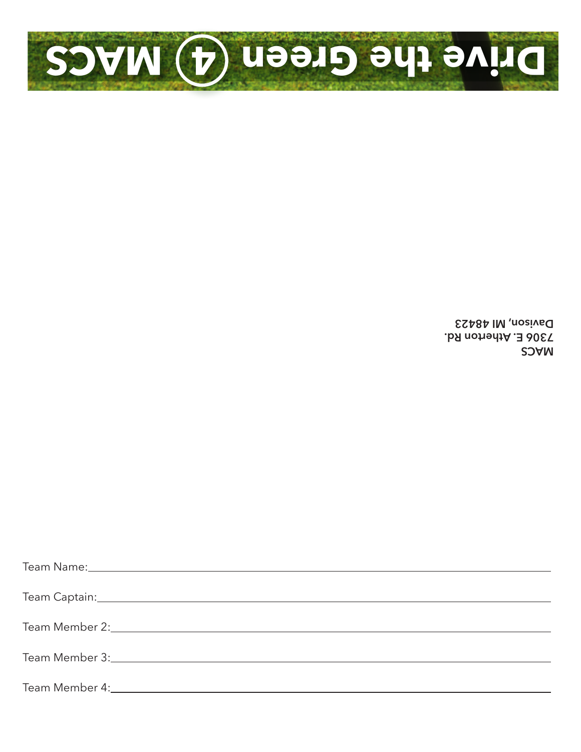# Drive the Green 4 MACS

**MACS**
**7306 E. Atherton Rd.**
**Davison, MI 48423**

Team Name:\_\_\_\_\_\_\_\_\_\_\_\_\_\_\_\_\_\_\_\_\_\_\_\_\_\_\_\_\_\_\_\_\_\_\_\_\_\_\_\_\_\_\_\_

Team Captain:\_\_\_\_\_\_\_\_\_\_\_\_\_\_\_\_\_\_\_\_\_\_\_\_\_\_\_\_\_\_\_\_\_\_\_\_\_\_\_\_\_\_

Team Member 2:\_\_\_\_\_\_\_\_\_\_\_\_\_\_\_\_\_\_\_\_\_\_\_\_\_\_\_\_\_\_\_\_\_\_\_\_\_\_\_\_\_

Team Member 3:\_\_\_\_\_\_\_\_\_\_\_\_\_\_\_\_\_\_\_\_\_\_\_\_\_\_\_\_\_\_\_\_\_\_\_\_\_\_\_\_\_

Team Member 4:\_\_\_\_\_\_\_\_\_\_\_\_\_\_\_\_\_\_\_\_\_\_\_\_\_\_\_\_\_\_\_\_\_\_\_\_\_\_\_\_\_